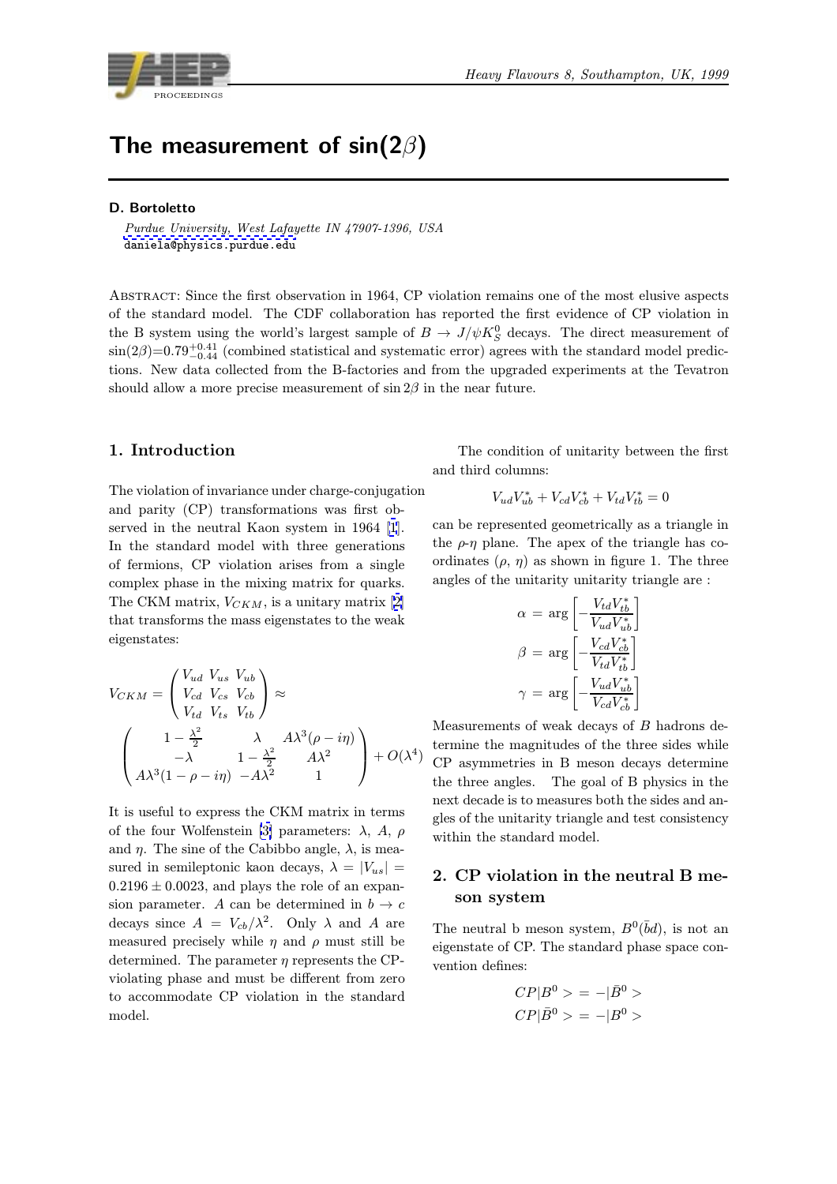# The measurement of sin(2$\beta$)

**D. Bortoletto**

*Purdue University, West Lafayette IN 47907-1396, USA*
daniela@physics.purdue.edu

Abstract: Since the first observation in 1964, CP violation remains one of the most elusive aspects of the standard model. The CDF collaboration has reported the first evidence of CP violation in the B system using the world's largest sample of $B \to J/\psi K_S^0$ decays. The direct measurement of $\sin(2\beta)$=$0.79^{+0.41}_{-0.44}$ (combined statistical and systematic error) agrees with the standard model predictions. New data collected from the B-factories and from the upgraded experiments at the Tevatron should allow a more precise measurement of $\sin 2\beta$ in the near future.

## 1. Introduction

The violation of invariance under charge-conjugation and parity (CP) transformations was first observed in the neutral Kaon system in 1964 [1]. In the standard model with three generations of fermions, CP violation arises from a single complex phase in the mixing matrix for quarks. The CKM matrix, $V_{CKM}$, is a unitary matrix [2] that transforms the mass eigenstates to the weak eigenstates:

$$V_{CKM} = \begin{pmatrix} V_{ud} & V_{us} & V_{ub} \\ V_{cd} & V_{cs} & V_{cb} \\ V_{td} & V_{ts} & V_{tb} \end{pmatrix} \approx$$

$$\begin{pmatrix} 1-\frac{\lambda^2}{2} & \lambda & A\lambda^3(\rho - i\eta) \\ -\lambda & 1-\frac{\lambda^2}{2} & A\lambda^2 \\ A\lambda^3(1-\rho-i\eta) & -A\lambda^2 & 1 \end{pmatrix} + O(\lambda^4)$$

It is useful to express the CKM matrix in terms of the four Wolfenstein [3] parameters: $\lambda$, $A$, $\rho$ and $\eta$. The sine of the Cabibbo angle, $\lambda$, is measured in semileptonic kaon decays, $\lambda = |V_{us}| = 0.2196 \pm 0.0023$, and plays the role of an expansion parameter. $A$ can be determined in $b \to c$ decays since $A = V_{cb}/\lambda^2$. Only $\lambda$ and $A$ are measured precisely while $\eta$ and $\rho$ must still be determined. The parameter $\eta$ represents the CP-violating phase and must be different from zero to accommodate CP violation in the standard model.

The condition of unitarity between the first and third columns:

$$V_{ud}V_{ub}^* + V_{cd}V_{cb}^* + V_{td}V_{tb}^* = 0$$

can be represented geometrically as a triangle in the $\rho$-$\eta$ plane. The apex of the triangle has coordinates ($\rho$, $\eta$) as shown in figure 1. The three angles of the unitarity unitarity triangle are :

$$\alpha = \arg\left[-\frac{V_{td}V_{tb}^*}{V_{ud}V_{ub}^*}\right]$$

$$\beta = \arg\left[-\frac{V_{cd}V_{cb}^*}{V_{td}V_{tb}^*}\right]$$

$$\gamma = \arg\left[-\frac{V_{ud}V_{ub}^*}{V_{cd}V_{cb}^*}\right]$$

Measurements of weak decays of $B$ hadrons determine the magnitudes of the three sides while CP asymmetries in B meson decays determine the three angles. The goal of B physics in the next decade is to measures both the sides and angles of the unitarity triangle and test consistency within the standard model.

## 2. CP violation in the neutral B meson system

The neutral b meson system, $B^0(\bar{b}d)$, is not an eigenstate of CP. The standard phase space convention defines:

$$CP|B^0> = -|\bar{B}^0>$$

$$CP|\bar{B}^0> = -|B^0>$$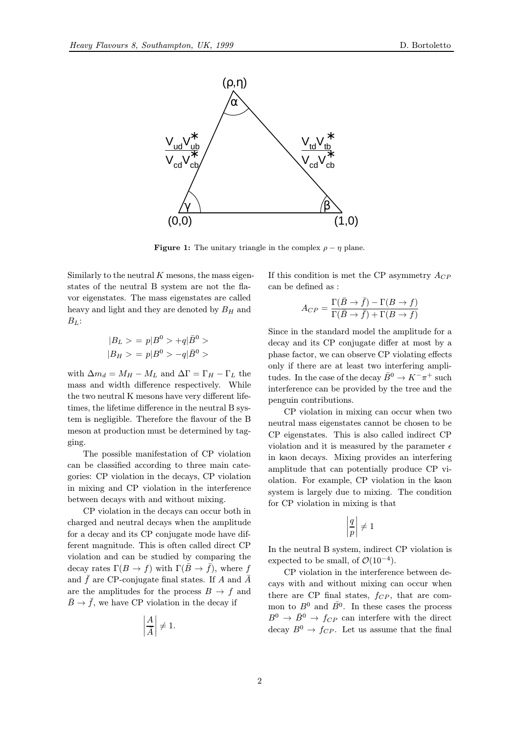**Figure 1:** The unitary triangle in the complex $\rho - \eta$ plane.

Similarly to the neutral $K$ mesons, the mass eigenstates of the neutral B system are not the flavor eigenstates. The mass eigenstates are called heavy and light and they are denoted by $B_H$ and $B_L$:

$$|B_L> = p|B^0> + q|\bar{B}^0>$$
$$|B_H> = p|B^0> - q|\bar{B}^0>$$

with $\Delta m_d = M_H - M_L$ and $\Delta\Gamma = \Gamma_H - \Gamma_L$ the mass and width difference respectively. While the two neutral K mesons have very different lifetimes, the lifetime difference in the neutral B system is negligible. Therefore the flavour of the B meson at production must be determined by tagging.

The possible manifestation of CP violation can be classified according to three main categories: CP violation in the decays, CP violation in mixing and CP violation in the interference between decays with and without mixing.

CP violation in the decays can occur both in charged and neutral decays when the amplitude for a decay and its CP conjugate mode have different magnitude. This is often called direct CP violation and can be studied by comparing the decay rates $\Gamma(B \to f)$ with $\Gamma(\bar{B} \to \bar{f})$, where $f$ and $\bar{f}$ are CP-conjugate final states. If $A$ and $\bar{A}$ are the amplitudes for the process $B \to f$ and $\bar{B} \to \bar{f}$, we have CP violation in the decay if

$$\left|\frac{A}{\bar{A}}\right| \neq 1.$$

If this condition is met the CP asymmetry $A_{CP}$ can be defined as :

$$A_{CP} = \frac{\Gamma(\bar{B} \to \bar{f}) - \Gamma(B \to f)}{\Gamma(\bar{B} \to \bar{f}) + \Gamma(B \to f)}$$

Since in the standard model the amplitude for a decay and its CP conjugate differ at most by a phase factor, we can observe CP violating effects only if there are at least two interfering amplitudes. In the case of the decay $\bar{B}^0 \to K^-\pi^+$ such interference can be provided by the tree and the penguin contributions.

CP violation in mixing can occur when two neutral mass eigenstates cannot be chosen to be CP eigenstates. This is also called indirect CP violation and it is measured by the parameter $\epsilon$ in kaon decays. Mixing provides an interfering amplitude that can potentially produce CP violation. For example, CP violation in the kaon system is largely due to mixing. The condition for CP violation in mixing is that

$$\left|\frac{q}{p}\right| \neq 1$$

In the neutral B system, indirect CP violation is expected to be small, of $\mathcal{O}(10^{-4})$.

CP violation in the interference between decays with and without mixing can occur when there are CP final states, $f_{CP}$, that are common to $B^0$ and $\bar{B^0}$. In these cases the process $B^0 \to \bar{B}^0 \to f_{CP}$ can interfere with the direct decay $B^0 \to f_{CP}$. Let us assume that the final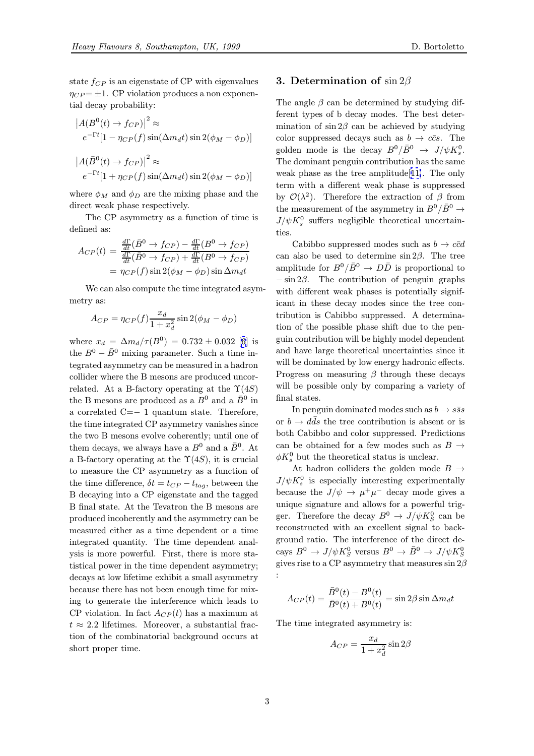state $f_{CP}$ is an eigenstate of CP with eigenvalues $\eta_{CP}=\pm 1$. CP violation produces a non exponential decay probability:

$$\left|A(B^0(t) \to f_{CP})\right|^2 \approx e^{-\Gamma t}[1 - \eta_{CP}(f)\sin(\Delta m_d t)\sin 2(\phi_M - \phi_D)]$$

$$\left|A(\bar{B}^0(t) \to f_{CP})\right|^2 \approx e^{-\Gamma t}[1 + \eta_{CP}(f)\sin(\Delta m_d t)\sin 2(\phi_M - \phi_D)]$$

where $\phi_M$ and $\phi_D$ are the mixing phase and the direct weak phase respectively.

The CP asymmetry as a function of time is defined as:

$$A_{CP}(t) = \frac{\frac{d\Gamma}{dt}(\bar{B}^0 \to f_{CP}) - \frac{d\Gamma}{dt}(B^0 \to f_{CP})}{\frac{d\Gamma}{dt}(\bar{B}^0 \to f_{CP}) + \frac{d\Gamma}{dt}(B^0 \to f_{CP})} = \eta_{CP}(f)\sin 2(\phi_M - \phi_D)\sin \Delta m_d t$$

We can also compute the time integrated asymmetry as:

$$A_{CP} = \eta_{CP}(f)\frac{x_d}{1+x_d^2}\sin 2(\phi_M - \phi_D)$$

where $x_d = \Delta m_d/\tau(B^0) = 0.732 \pm 0.032$ [6] is the $B^0 - \bar{B}^0$ mixing parameter. Such a time integrated asymmetry can be measured in a hadron collider where the B mesons are produced uncorrelated. At a B-factory operating at the $\Upsilon(4S)$ the B mesons are produced as a $B^0$ and a $\bar{B}^0$ in a correlated C=− 1 quantum state. Therefore, the time integrated CP asymmetry vanishes since the two B mesons evolve coherently; until one of them decays, we always have a $B^0$ and a $\bar{B}^0$. At a B-factory operating at the $\Upsilon(4S)$, it is crucial to measure the CP asymmetry as a function of the time difference, $\delta t = t_{CP} - t_{tag}$, between the B decaying into a CP eigenstate and the tagged B final state. At the Tevatron the B mesons are produced incoherently and the asymmetry can be measured either as a time dependent or a time integrated quantity. The time dependent analysis is more powerful. First, there is more statistical power in the time dependent asymmetry; decays at low lifetime exhibit a small asymmetry because there has not been enough time for mixing to generate the interference which leads to CP violation. In fact $A_{CP}(t)$ has a maximum at $t \approx 2.2$ lifetimes. Moreover, a substantial fraction of the combinatorial background occurs at short proper time.

## 3. Determination of $\sin 2\beta$

The angle $\beta$ can be determined by studying different types of b decay modes. The best determination of $\sin 2\beta$ can be achieved by studying color suppressed decays such as $b \to c\bar{c}s$. The golden mode is the decay $B^0/\bar{B}^0 \to J/\psi K_s^0$. The dominant penguin contribution has the same weak phase as the tree amplitude[11]. The only term with a different weak phase is suppressed by $\mathcal{O}(\lambda^2)$. Therefore the extraction of $\beta$ from the measurement of the asymmetry in $B^0/\bar{B}^0 \to J/\psi K_s^0$ suffers negligible theoretical uncertainties.

Cabibbo suppressed modes such as $b \to c\bar{c}d$ can also be used to determine $\sin 2\beta$. The tree amplitude for $B^0/\bar{B}^0 \to D\bar{D}$ is proportional to $-\sin 2\beta$. The contribution of penguin graphs with different weak phases is potentially significant in these decay modes since the tree contribution is Cabibbo suppressed. A determination of the possible phase shift due to the penguin contribution will be highly model dependent and have large theoretical uncertainties since it will be dominated by low energy hadronic effects. Progress on measuring $\beta$ through these decays will be possible only by comparing a variety of final states.

In penguin dominated modes such as $b \to s\bar{s}s$ or $b \to d\bar{d}s$ the tree contribution is absent or is both Cabibbo and color suppressed. Predictions can be obtained for a few modes such as $B \to \phi K_s^0$ but the theoretical status is unclear.

At hadron colliders the golden mode $B \to J/\psi K_s^0$ is especially interesting experimentally because the $J/\psi \to \mu^+\mu^-$ decay mode gives a unique signature and allows for a powerful trigger. Therefore the decay $B^0 \to J/\psi K_S^0$ can be reconstructed with an excellent signal to background ratio. The interference of the direct decays $B^0 \to J/\psi K_S^0$ versus $B^0 \to \bar{B}^0 \to J/\psi K_S^0$ gives rise to a CP asymmetry that measures $\sin 2\beta$ :

$$A_{CP}(t) = \frac{\bar{B}^0(t) - B^0(t)}{\bar{B}^0(t) + B^0(t)} = \sin 2\beta \sin \Delta m_d t$$

The time integrated asymmetry is:

$$A_{CP} = \frac{x_d}{1+x_d^2}\sin 2\beta$$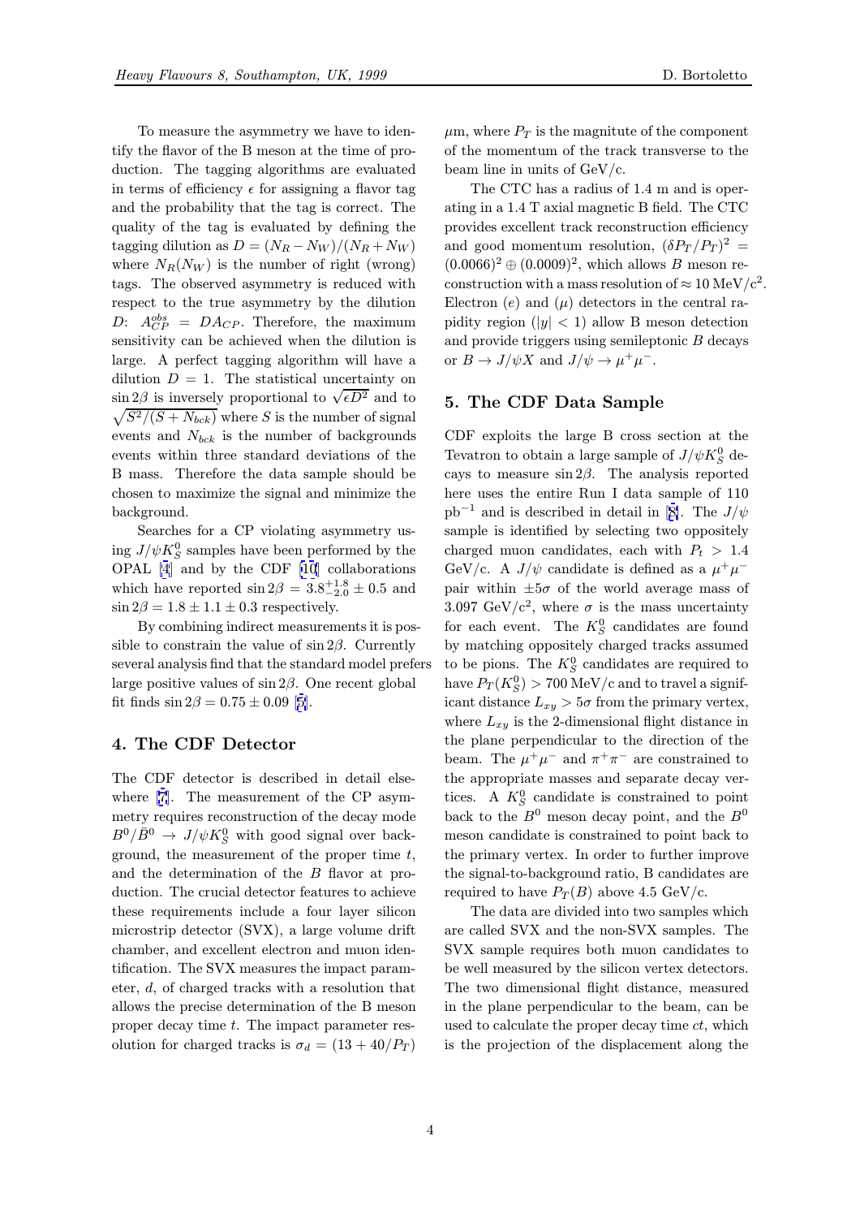To measure the asymmetry we have to identify the flavor of the B meson at the time of production. The tagging algorithms are evaluated in terms of efficiency $\epsilon$ for assigning a flavor tag and the probability that the tag is correct. The quality of the tag is evaluated by defining the tagging dilution as $D = (N_R - N_W)/(N_R + N_W)$ where $N_R(N_W)$ is the number of right (wrong) tags. The observed asymmetry is reduced with respect to the true asymmetry by the dilution $D$: $A_{CP}^{obs} = DA_{CP}$. Therefore, the maximum sensitivity can be achieved when the dilution is large. A perfect tagging algorithm will have a dilution $D = 1$. The statistical uncertainty on $\sin 2\beta$ is inversely proportional to $\sqrt{\epsilon D^2}$ and to $\sqrt{S^2/(S + N_{bck})}$ where $S$ is the number of signal events and $N_{bck}$ is the number of backgrounds events within three standard deviations of the B mass. Therefore the data sample should be chosen to maximize the signal and minimize the background.

Searches for a CP violating asymmetry using $J/\psi K_S^0$ samples have been performed by the OPAL [4] and by the CDF [10] collaborations which have reported $\sin 2\beta = 3.8^{+1.8}_{-2.0} \pm 0.5$ and $\sin 2\beta = 1.8 \pm 1.1 \pm 0.3$ respectively.

By combining indirect measurements it is possible to constrain the value of $\sin 2\beta$. Currently several analysis find that the standard model prefers large positive values of $\sin 2\beta$. One recent global fit finds $\sin 2\beta = 0.75 \pm 0.09$ [5].

## 4. The CDF Detector

The CDF detector is described in detail elsewhere [7]. The measurement of the CP asymmetry requires reconstruction of the decay mode $B^0/\bar{B}^0 \rightarrow J/\psi K_S^0$ with good signal over background, the measurement of the proper time $t$, and the determination of the $B$ flavor at production. The crucial detector features to achieve these requirements include a four layer silicon microstrip detector (SVX), a large volume drift chamber, and excellent electron and muon identification. The SVX measures the impact parameter, $d$, of charged tracks with a resolution that allows the precise determination of the B meson proper decay time $t$. The impact parameter resolution for charged tracks is $\sigma_d = (13 + 40/P_T)$ $\mu$m, where $P_T$ is the magnitute of the component of the momentum of the track transverse to the beam line in units of GeV/c.

The CTC has a radius of 1.4 m and is operating in a 1.4 T axial magnetic B field. The CTC provides excellent track reconstruction efficiency and good momentum resolution, $(\delta P_T/P_T)^2 = (0.0066)^2 \oplus (0.0009)^2$, which allows $B$ meson reconstruction with a mass resolution of $\approx 10$ MeV/c$^2$. Electron ($e$) and ($\mu$) detectors in the central rapidity region ($|y| < 1$) allow B meson detection and provide triggers using semileptonic $B$ decays or $B \rightarrow J/\psi X$ and $J/\psi \rightarrow \mu^+\mu^-$.

## 5. The CDF Data Sample

CDF exploits the large B cross section at the Tevatron to obtain a large sample of $J/\psi K_S^0$ decays to measure $\sin 2\beta$. The analysis reported here uses the entire Run I data sample of 110 pb$^{-1}$ and is described in detail in [8]. The $J/\psi$ sample is identified by selecting two oppositely charged muon candidates, each with $P_t > 1.4$ GeV/c. A $J/\psi$ candidate is defined as a $\mu^+\mu^-$ pair within $\pm 5\sigma$ of the world average mass of 3.097 GeV/c$^2$, where $\sigma$ is the mass uncertainty for each event. The $K_S^0$ candidates are found by matching oppositely charged tracks assumed to be pions. The $K_S^0$ candidates are required to have $P_T(K_S^0) > 700$ MeV/c and to travel a significant distance $L_{xy} > 5\sigma$ from the primary vertex, where $L_{xy}$ is the 2-dimensional flight distance in the plane perpendicular to the direction of the beam. The $\mu^+\mu^-$ and $\pi^+\pi^-$ are constrained to the appropriate masses and separate decay vertices. A $K_S^0$ candidate is constrained to point back to the $B^0$ meson decay point, and the $B^0$ meson candidate is constrained to point back to the primary vertex. In order to further improve the signal-to-background ratio, B candidates are required to have $P_T(B)$ above 4.5 GeV/c.

The data are divided into two samples which are called SVX and the non-SVX samples. The SVX sample requires both muon candidates to be well measured by the silicon vertex detectors. The two dimensional flight distance, measured in the plane perpendicular to the beam, can be used to calculate the proper decay time $ct$, which is the projection of the displacement along the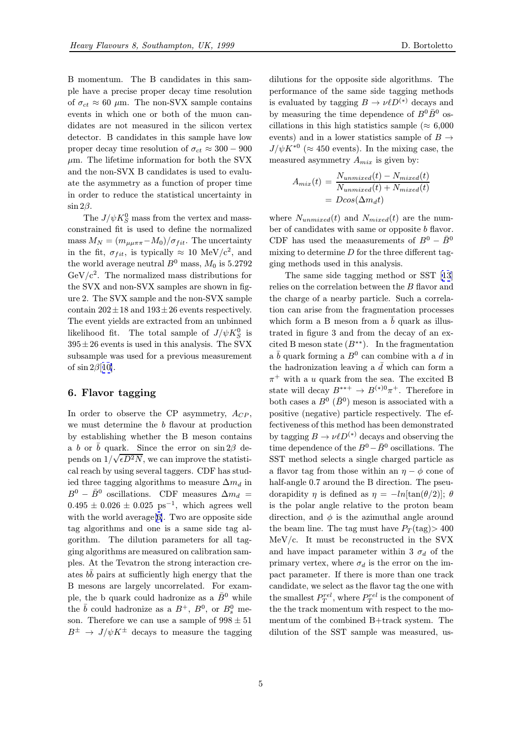B momentum. The B candidates in this sample have a precise proper decay time resolution of $\sigma_{ct} \approx 60$ $\mu$m. The non-SVX sample contains events in which one or both of the muon candidates are not measured in the silicon vertex detector. B candidates in this sample have low proper decay time resolution of $\sigma_{ct} \approx 300 - 900$ $\mu$m. The lifetime information for both the SVX and the non-SVX B candidates is used to evaluate the asymmetry as a function of proper time in order to reduce the statistical uncertainty in $\sin 2\beta$.

The $J/\psi K^0_S$ mass from the vertex and mass-constrained fit is used to define the normalized mass $M_N = (m_{\mu\mu\pi\pi} - M_0)/\sigma_{fit}$. The uncertainty in the fit, $\sigma_{fit}$, is typically $\approx 10$ MeV/c$^2$, and the world average neutral $B^0$ mass, $M_0$ is 5.2792 GeV/c$^2$. The normalized mass distributions for the SVX and non-SVX samples are shown in figure 2. The SVX sample and the non-SVX sample contain $202 \pm 18$ and $193 \pm 26$ events respectively. The event yields are extracted from an unbinned likelihood fit. The total sample of $J/\psi K^0_S$ is $395 \pm 26$ events is used in this analysis. The SVX subsample was used for a previous measurement of $\sin 2\beta$[10].

## 6. Flavor tagging

In order to observe the CP asymmetry, $A_{CP}$, we must determine the $b$ flavour at production by establishing whether the B meson contains a $b$ or $\bar{b}$ quark. Since the error on $\sin 2\beta$ depends on $1/\sqrt{\epsilon D^2 N}$, we can improve the statistical reach by using several taggers. CDF has studied three tagging algorithms to measure $\Delta m_d$ in $B^0 - \bar{B}^0$ oscillations. CDF measures $\Delta m_d = 0.495 \pm 0.026 \pm 0.025$ ps$^{-1}$, which agrees well with the world average[6]. Two are opposite side tag algorithms and one is a same side tag algorithm. The dilution parameters for all tagging algorithms are measured on calibration samples. At the Tevatron the strong interaction creates $b\bar{b}$ pairs at sufficiently high energy that the B mesons are largely uncorrelated. For example, the b quark could hadronize as a $\bar{B}^0$ while the $\bar{b}$ could hadronize as a $B^+$, $B^0$, or $B^0_s$ meson. Therefore we can use a sample of $998 \pm 51$ $B^{\pm} \rightarrow J/\psi K^{\pm}$ decays to measure the tagging dilutions for the opposite side algorithms. The performance of the same side tagging methods is evaluated by tagging $B \rightarrow \nu \ell D^{(*)}$ decays and by measuring the time dependence of the $B^0 \bar{B}^0$ oscillations in this high statistics sample ($\approx 6{,}000$ events) and in a lower statistics sample of $B \rightarrow J/\psi K^{*0}$ ($\approx 450$ events). In the mixing case, the measured asymmetry $A_{mix}$ is given by:

$$
\begin{aligned}
A_{mix}(t) &= \frac{N_{unmixed}(t) - N_{mixed}(t)}{N_{unmixed}(t) + N_{mixed}(t)} \\
&= D cos(\Delta m_d t)
\end{aligned}
$$

where $N_{unmixed}(t)$ and $N_{mixed}(t)$ are the number of candidates with same or opposite $b$ flavor. CDF has used the meaasurements of $B^0 - \bar{B}^0$ mixing to determine $D$ for the three different tagging methods used in this analysis.

The same side tagging method or SST [13] relies on the correlation between the $B$ flavor and the charge of a nearby particle. Such a correlation can arise from the fragmentation processes which form a B meson from a $\bar{b}$ quark as illustrated in figure 3 and from the decay of an excited B meson state ($B^{**}$). In the fragmentation a $\bar{b}$ quark forming a $B^0$ can combine with a $d$ in the hadronization leaving a $\bar{d}$ which can form a $\pi^+$ with a $u$ quark from the sea. The excited B state will decay $B^{**+} \rightarrow B^{(*)0}\pi^+$. Therefore in both cases a $B^0$ ($\bar{B}^0$) meson is associated with a positive (negative) particle respectively. The effectiveness of this method has been demonstrated by tagging $B \rightarrow \nu \ell D^{(*)}$ decays and observing the time dependence of the $B^0 - \bar{B}^0$ oscillations. The SST method selects a single charged particle as a flavor tag from those within an $\eta - \phi$ cone of half-angle 0.7 around the B direction. The pseudorapidity $\eta$ is defined as $\eta = -ln[\tan(\theta/2)]$; $\theta$ is the polar angle relative to the proton beam direction, and $\phi$ is the azimuthal angle around the beam line. The tag must have $P_T(\text{tag}) > 400$ MeV/c. It must be reconstructed in the SVX and have impact parameter within 3 $\sigma_d$ of the primary vertex, where $\sigma_d$ is the error on the impact parameter. If there is more than one track candidate, we select as the flavor tag the one with the smallest $P_T^{rel}$, where $P_T^{rel}$ is the component of the the track momentum with respect to the momentum of the combined B+track system. The dilution of the SST sample was measured, us-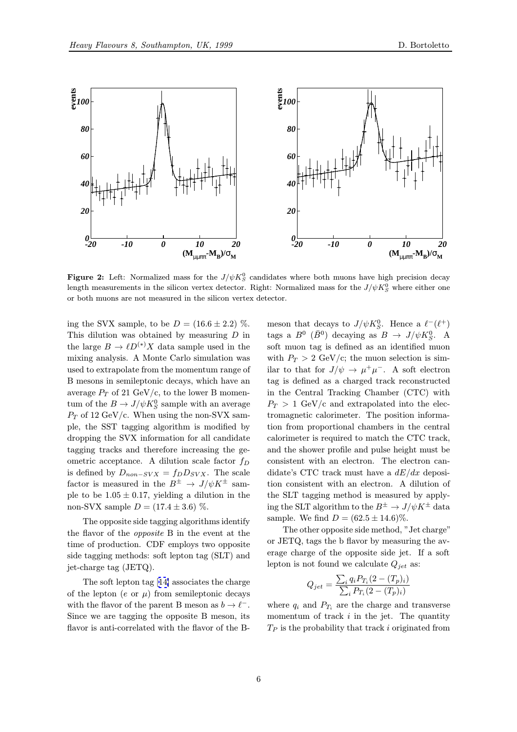**Figure 2:** Left: Normalized mass for the $J/\psi K_S^0$ candidates where both muons have high precision decay length measurements in the silicon vertex detector. Right: Normalized mass for the $J/\psi K_S^0$ where either one or both muons are not measured in the silicon vertex detector.

ing the SVX sample, to be $D = (16.6 \pm 2.2)$ %. This dilution was obtained by measuring $D$ in the large $B \rightarrow \ell D^{(*)} X$ data sample used in the mixing analysis. A Monte Carlo simulation was used to extrapolate from the momentum range of B mesons in semileptonic decays, which have an average $P_T$ of 21 GeV/c, to the lower B momentum of the $B \rightarrow J/\psi K_S^0$ sample with an average $P_T$ of 12 GeV/c. When using the non-SVX sample, the SST tagging algorithm is modified by dropping the SVX information for all candidate tagging tracks and therefore increasing the geometric acceptance. A dilution scale factor $f_D$ is defined by $D_{non-SVX} = f_D D_{SVX}$. The scale factor is measured in the $B^{\pm} \rightarrow J/\psi K^{\pm}$ sample to be $1.05 \pm 0.17$, yielding a dilution in the non-SVX sample $D = (17.4 \pm 3.6)$ %.

The opposite side tagging algorithms identify the flavor of the *opposite* B in the event at the time of production. CDF employs two opposite side tagging methods: soft lepton tag (SLT) and jet-charge tag (JETQ).

The soft lepton tag [14] associates the charge of the lepton ($e$ or $\mu$) from semileptonic decays with the flavor of the parent B meson as $b \rightarrow \ell^-$. Since we are tagging the opposite B meson, its flavor is anti-correlated with the flavor of the B-meson that decays to $J/\psi K_S^0$. Hence a $\ell^-(\ell^+)$ tags a $B^0$ ($\bar{B}^0$) decaying as $B \rightarrow J/\psi K_S^0$. A soft muon tag is defined as an identified muon with $P_T > 2$ GeV/c; the muon selection is similar to that for $J/\psi \rightarrow \mu^+\mu^-$. A soft electron tag is defined as a charged track reconstructed in the Central Tracking Chamber (CTC) with $P_T > 1$ GeV/c and extrapolated into the electromagnetic calorimeter. The position information from proportional chambers in the central calorimeter is required to match the CTC track, and the shower profile and pulse height must be consistent with an electron. The electron candidate's CTC track must have a $dE/dx$ deposition consistent with an electron. A dilution of the SLT tagging method is measured by applying the SLT algorithm to the $B^{\pm} \rightarrow J/\psi K^{\pm}$ data sample. We find $D = (62.5 \pm 14.6)$%.

The other opposite side method, "Jet charge" or JETQ, tags the b flavor by measuring the average charge of the opposite side jet. If a soft lepton is not found we calculate $Q_{jet}$ as:

$$Q_{jet} = \frac{\sum_i q_i P_{T_i}(2 - (T_p)_i)}{\sum_i P_{T_i}(2 - (T_p)_i)}$$

where $q_i$ and $P_{T_i}$ are the charge and transverse momentum of track $i$ in the jet. The quantity $T_P$ is the probability that track $i$ originated from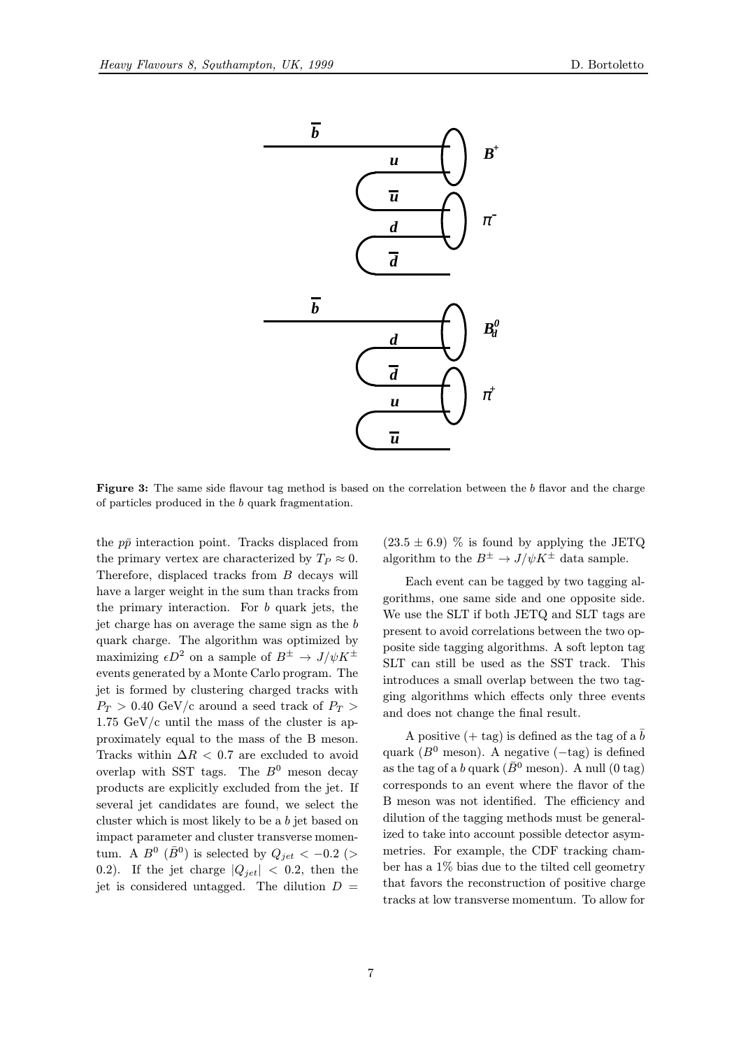**Figure 3:** The same side flavour tag method is based on the correlation between the $b$ flavor and the charge of particles produced in the $b$ quark fragmentation.

the $p\bar{p}$ interaction point. Tracks displaced from the primary vertex are characterized by $T_P \approx 0$. Therefore, displaced tracks from $B$ decays will have a larger weight in the sum than tracks from the primary interaction. For $b$ quark jets, the jet charge has on average the same sign as the $b$ quark charge. The algorithm was optimized by maximizing $\epsilon D^2$ on a sample of $B^\pm \to J/\psi K^\pm$ events generated by a Monte Carlo program. The jet is formed by clustering charged tracks with $P_T > 0.40$ GeV/c around a seed track of $P_T > 1.75$ GeV/c until the mass of the cluster is approximately equal to the mass of the B meson. Tracks within $\Delta R < 0.7$ are excluded to avoid overlap with SST tags. The $B^0$ meson decay products are explicitly excluded from the jet. If several jet candidates are found, we select the cluster which is most likely to be a $b$ jet based on impact parameter and cluster transverse momentum. A $B^0$ ($\bar{B}^0$) is selected by $Q_{jet} < -0.2$ ($> 0.2$). If the jet charge $|Q_{jet}| < 0.2$, then the jet is considered untagged. The dilution $D = (23.5 \pm 6.9)$ % is found by applying the JETQ algorithm to the $B^\pm \to J/\psi K^\pm$ data sample.

Each event can be tagged by two tagging algorithms, one same side and one opposite side. We use the SLT if both JETQ and SLT tags are present to avoid correlations between the two opposite side tagging algorithms. A soft lepton tag SLT can still be used as the SST track. This introduces a small overlap between the two tagging algorithms which effects only three events and does not change the final result.

A positive (+ tag) is defined as the tag of a $\bar{b}$ quark ($B^0$ meson). A negative ($-$tag) is defined as the tag of a $b$ quark ($\bar{B}^0$ meson). A null (0 tag) corresponds to an event where the flavor of the B meson was not identified. The efficiency and dilution of the tagging methods must be generalized to take into account possible detector asymmetries. For example, the CDF tracking chamber has a 1% bias due to the tilted cell geometry that favors the reconstruction of positive charge tracks at low transverse momentum. To allow for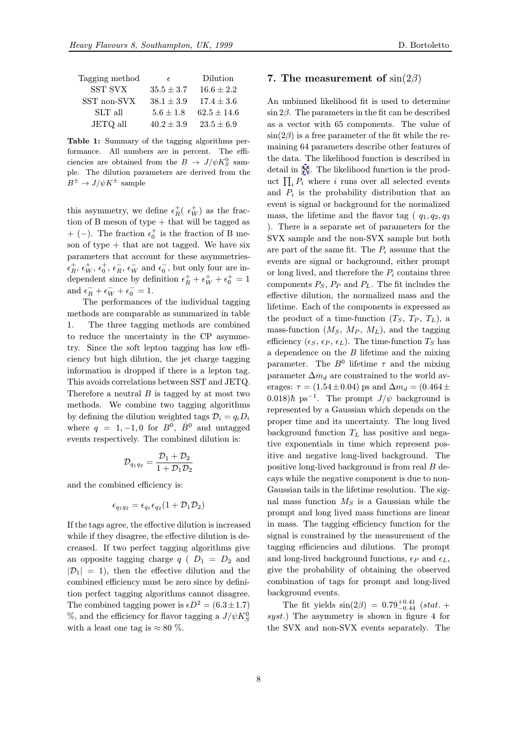| Tagging method | $\epsilon$ | Dilution |
|---|---|---|
| SST SVX | $35.5 \pm 3.7$ | $16.6 \pm 2.2$ |
| SST non-SVX | $38.1 \pm 3.9$ | $17.4 \pm 3.6$ |
| SLT all | $5.6 \pm 1.8$ | $62.5 \pm 14.6$ |
| JETQ all | $40.2 \pm 3.9$ | $23.5 \pm 6.9$ |

**Table 1:** Summary of the tagging algorithms performance. All numbers are in percent. The efficiencies are obtained from the $B \to J/\psi K_S^0$ sample. The dilution parameters are derived from the $B^\pm \to J/\psi K^\pm$ sample

this asymmetry, we define $\epsilon_R^+$( $\epsilon_W^+$) as the fraction of B meson of type + that will be tagged as + (−). The fraction $\epsilon_0^+$ is the fraction of B meson of type + that are not tagged. We have six parameters that account for these asymmetries- $\epsilon_R^+$, $\epsilon_W^+$, $\epsilon_0^+$, $\epsilon_R^-$, $\epsilon_W^-$ and $\epsilon_0^-$, but only four are independent since by definition $\epsilon_R^+ + \epsilon_W^+ + \epsilon_0^+ = 1$ and $\epsilon_R^- + \epsilon_W^- + \epsilon_0^- = 1$.

The performances of the individual tagging methods are comparable as summarized in table 1. The three tagging methods are combined to reduce the uncertainty in the CP asymmetry. Since the soft lepton tagging has low efficiency but high dilution, the jet charge tagging information is dropped if there is a lepton tag. This avoids correlations between SST and JETQ. Therefore a neutral $B$ is tagged by at most two methods. We combine two tagging algorithms by defining the dilution weighted tags $\mathcal{D}_i = q_i D_i$ where $q = 1, -1, 0$ for $B^0$, $\bar{B}^0$ and untagged events respectively. The combined dilution is:

$$\mathcal{D}_{q_1 q_2} = \frac{\mathcal{D}_1 + \mathcal{D}_2}{1 + \mathcal{D}_1 \mathcal{D}_2}$$

and the combined efficiency is:

$$\epsilon_{q_1 q_2} = \epsilon_{q_1} \epsilon_{q_2} (1 + \mathcal{D}_1 \mathcal{D}_2)$$

If the tags agree, the effective dilution is increased while if they disagree, the effective dilution is decreased. If two perfect tagging algorithms give an opposite tagging charge $q$ ( $D_1 = D_2$ and $|\mathcal{D}_1| = 1$), then the effective dilution and the combined efficiency must be zero since by definition perfect tagging algorithms cannot disagree. The combined tagging power is $\epsilon D^2 = (6.3 \pm 1.7)$ %, and the efficiency for flavor tagging a $J/\psi K_S^0$ with a least one tag is $\approx 80$ %.

## 7. The measurement of $\sin(2\beta)$

An unbinned likelihood fit is used to determine $\sin 2\beta$. The parameters in the fit can be described as a vector with 65 components. The value of $\sin(2\beta)$ is a free parameter of the fit while the remaining 64 parameters describe other features of the data. The likelihood function is described in detail in [8]. The likelihood function is the product $\prod_i P_i$ where $i$ runs over all selected events and $P_i$ is the probability distribution that an event is signal or background for the normalized mass, the lifetime and the flavor tag ( $q_1, q_2, q_3$ ). There is a separate set of parameters for the SVX sample and the non-SVX sample but both are part of the same fit. The $P_i$ assume that the events are signal or background, either prompt or long lived, and therefore the $P_i$ contains three components $P_S$, $P_P$ and $P_L$. The fit includes the effective dilution, the normalized mass and the lifetime. Each of the components is expressed as the product of a time-function ($T_S$, $T_P$, $T_L$), a mass-function ($M_S$, $M_P$, $M_L$), and the tagging efficiency ($\epsilon_S$, $\epsilon_P$, $\epsilon_L$). The time-function $T_S$ has a dependence on the $B$ lifetime and the mixing parameter. The $B^0$ lifetime $\tau$ and the mixing parameter $\Delta m_d$ are constrained to the world averages: $\tau = (1.54 \pm 0.04)$ ps and $\Delta m_d = (0.464 \pm 0.018)\hbar$ ps$^{-1}$. The prompt $J/\psi$ background is represented by a Gaussian which depends on the proper time and its uncertainty. The long lived background function $T_L$ has positive and negative exponentials in time which represent positive and negative long-lived background. The positive long-lived background is from real $B$ decays while the negative component is due to non-Gaussian tails in the lifetime resolution. The signal mass function $M_S$ is a Gaussian while the prompt and long lived mass functions are linear in mass. The tagging efficiency function for the signal is constrained by the measurement of the tagging efficiencies and dilutions. The prompt and long-lived background functions, $\epsilon_P$ and $\epsilon_L$, give the probability of obtaining the observed combination of tags for prompt and long-lived background events.

The fit yields $\sin(2\beta) = 0.79^{+0.41}_{-0.44}$ (*stat.* + *syst.*) The asymmetry is shown in figure 4 for the SVX and non-SVX events separately. The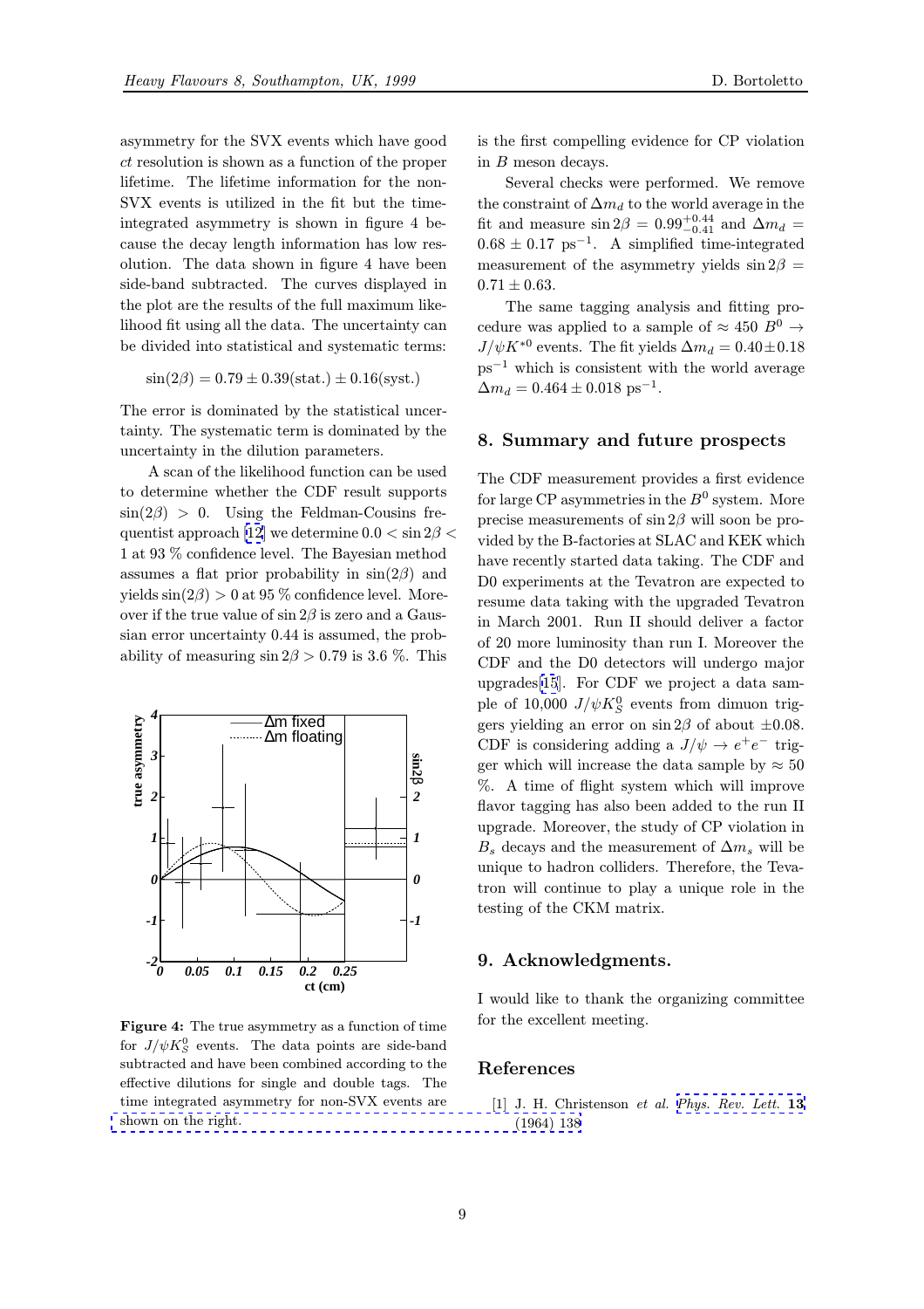asymmetry for the SVX events which have good $ct$ resolution is shown as a function of the proper lifetime. The lifetime information for the non-SVX events is utilized in the fit but the time-integrated asymmetry is shown in figure 4 because the decay length information has low resolution. The data shown in figure 4 have been side-band subtracted. The curves displayed in the plot are the results of the full maximum likelihood fit using all the data. The uncertainty can be divided into statistical and systematic terms:

$$\sin(2\beta) = 0.79 \pm 0.39(\text{stat.}) \pm 0.16(\text{syst.})$$

The error is dominated by the statistical uncertainty. The systematic term is dominated by the uncertainty in the dilution parameters.

A scan of the likelihood function can be used to determine whether the CDF result supports $\sin(2\beta) > 0$. Using the Feldman-Cousins frequentist approach [12] we determine $0.0 < \sin 2\beta < 1$ at 93 % confidence level. The Bayesian method assumes a flat prior probability in $\sin(2\beta)$ and yields $\sin(2\beta) > 0$ at 95 % confidence level. Moreover if the true value of $\sin 2\beta$ is zero and a Gaussian error uncertainty 0.44 is assumed, the probability of measuring $\sin 2\beta > 0.79$ is 3.6 %. This is the first compelling evidence for CP violation in $B$ meson decays.

**Figure 4:** The true asymmetry as a function of time for $J/\psi K^0_S$ events. The data points are side-band subtracted and have been combined according to the effective dilutions for single and double tags. The time integrated asymmetry for non-SVX events are shown on the right.

Several checks were performed. We remove the constraint of $\Delta m_d$ to the world average in the fit and measure $\sin 2\beta = 0.99^{+0.44}_{-0.41}$ and $\Delta m_d = 0.68 \pm 0.17$ ps$^{-1}$. A simplified time-integrated measurement of the asymmetry yields $\sin 2\beta = 0.71 \pm 0.63$.

The same tagging analysis and fitting procedure was applied to a sample of $\approx 450$ $B^0 \to J/\psi K^{*0}$ events. The fit yields $\Delta m_d = 0.40 \pm 0.18$ ps$^{-1}$ which is consistent with the world average $\Delta m_d = 0.464 \pm 0.018$ ps$^{-1}$.

## 8. Summary and future prospects

The CDF measurement provides a first evidence for large CP asymmetries in the $B^0$ system. More precise measurements of $\sin 2\beta$ will soon be provided by the B-factories at SLAC and KEK which have recently started data taking. The CDF and D0 experiments at the Tevatron are expected to resume data taking with the upgraded Tevatron in March 2001. Run II should deliver a factor of 20 more luminosity than run I. Moreover the CDF and the D0 detectors will undergo major upgrades[15]. For CDF we project a data sample of 10,000 $J/\psi K^0_S$ events from dimuon triggers yielding an error on $\sin 2\beta$ of about $\pm 0.08$. CDF is considering adding a $J/\psi \to e^+e^-$ trigger which will increase the data sample by $\approx 50$ %. A time of flight system which will improve flavor tagging has also been added to the run II upgrade. Moreover, the study of CP violation in $B_s$ decays and the measurement of $\Delta m_s$ will be unique to hadron colliders. Therefore, the Tevatron will continue to play a unique role in the testing of the CKM matrix.

## 9. Acknowledgments.

I would like to thank the organizing committee for the excellent meeting.

## References

[1] J. H. Christenson *et al.* *Phys. Rev. Lett.* **13** (1964) 138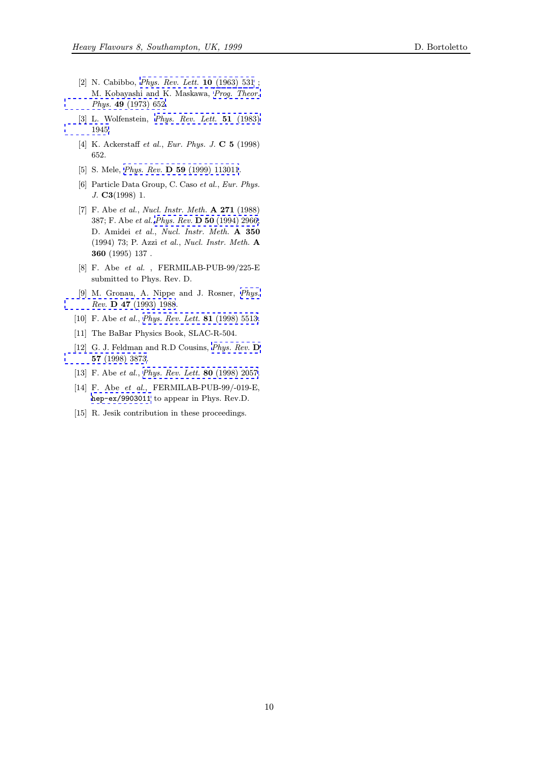[2] N. Cabibbo, *Phys. Rev. Lett.* **10** (1963) 531 ; M. Kobayashi and K. Maskawa, *Prog. Theor. Phys.* **49** (1973) 652.

[3] L. Wolfenstein, *Phys. Rev. Lett.* **51** (1983) 1945.

[4] K. Ackerstaff *et al.*, *Eur. Phys. J.* **C 5** (1998) 652.

[5] S. Mele, *Phys. Rev.* **D 59** (1999) 113011.

[6] Particle Data Group, C. Caso *et al.*, *Eur. Phys. J.* **C3**(1998) 1.

[7] F. Abe *et al.*, *Nucl. Instr. Meth.* **A 271** (1988) 387; F. Abe *et al.*,*Phys. Rev.* **D 50** (1994) 2966; D. Amidei *et al.*, *Nucl. Instr. Meth.* **A 350** (1994) 73; P. Azzi *et al.*, *Nucl. Instr. Meth.* **A 360** (1995) 137 .

[8] F. Abe *et al.* , FERMILAB-PUB-99/225-E submitted to Phys. Rev. D.

[9] M. Gronau, A. Nippe and J. Rosner, *Phys. Rev.* **D 47** (1993) 1988.

[10] F. Abe *et al.*, *Phys. Rev. Lett.* **81** (1998) 5513.

[11] The BaBar Physics Book, SLAC-R-504.

[12] G. J. Feldman and R.D Cousins, *Phys. Rev.* **D 57** (1998) 3873.

[13] F. Abe *et al.*, *Phys. Rev. Lett.* **80** (1998) 2057.

[14] F. Abe *et al.*, FERMILAB-PUB-99/-019-E, hep-ex/9903011 to appear in Phys. Rev.D.

[15] R. Jesik contribution in these proceedings.